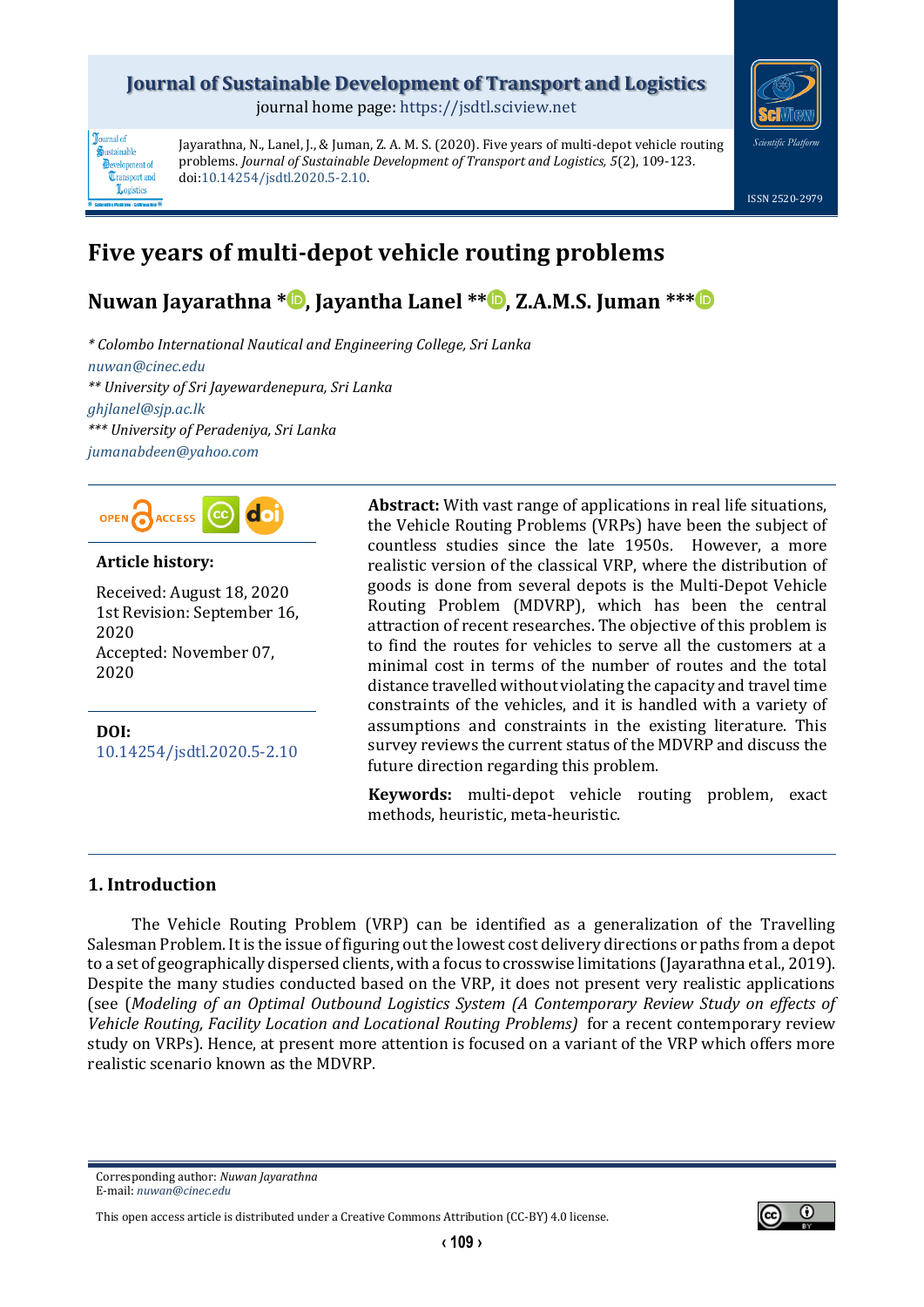Jayarathna, N., Lanel, J., & Juman, Z. A. M. S. (2020). Five years of multi-depot vehicle routing problems. *Journal of Sustainable Development of Transport and Logistics, 5*(2), 109-123. doi:10.14254/jsdtl.2020.5-2.10.

# Five years of multi-depot vehicle routing problems

## Nuwan Jayarathna *, Jayantha Lanel **, Z.A.M.S. Juman ***

*\* Colombo International Nautical and Engineering College, Sri Lanka*
nuwan@cinec.edu
*\*\* University of Sri Jayewardenepura, Sri Lanka*
ghjlanel@sjp.ac.lk
*\*\*\* University of Peradeniya, Sri Lanka*
jumanabdeen@yahoo.com

**Article history:**

Received: August 18, 2020
1st Revision: September 16, 2020
Accepted: November 07, 2020

**DOI:**
10.14254/jsdtl.2020.5-2.10

**Abstract:** With vast range of applications in real life situations, the Vehicle Routing Problems (VRPs) have been the subject of countless studies since the late 1950s. However, a more realistic version of the classical VRP, where the distribution of goods is done from several depots is the Multi-Depot Vehicle Routing Problem (MDVRP), which has been the central attraction of recent researches. The objective of this problem is to find the routes for vehicles to serve all the customers at a minimal cost in terms of the number of routes and the total distance travelled without violating the capacity and travel time constraints of the vehicles, and it is handled with a variety of assumptions and constraints in the existing literature. This survey reviews the current status of the MDVRP and discuss the future direction regarding this problem.

**Keywords:** multi-depot vehicle routing problem, exact methods, heuristic, meta-heuristic.

## 1. Introduction

The Vehicle Routing Problem (VRP) can be identified as a generalization of the Travelling Salesman Problem. It is the issue of figuring out the lowest cost delivery directions or paths from a depot to a set of geographically dispersed clients, with a focus to crosswise limitations (Jayarathna et al., 2019). Despite the many studies conducted based on the VRP, it does not present very realistic applications (see (*Modeling of an Optimal Outbound Logistics System (A Contemporary Review Study on effects of Vehicle Routing, Facility Location and Locational Routing Problems)* for a recent contemporary review study on VRPs). Hence, at present more attention is focused on a variant of the VRP which offers more realistic scenario known as the MDVRP.

Corresponding author: *Nuwan Jayarathna*
E-mail: *nuwan@cinec.edu*

This open access article is distributed under a Creative Commons Attribution (CC-BY) 4.0 license.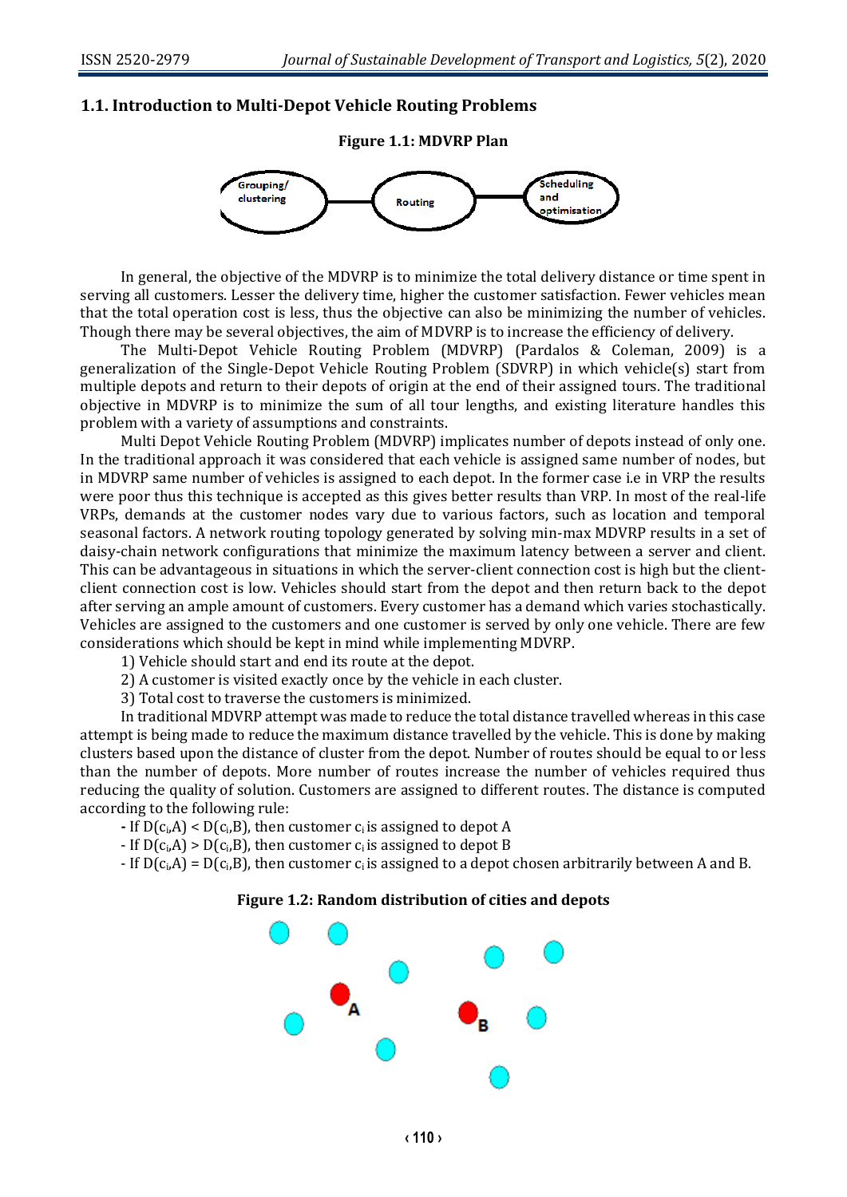## 1.1. Introduction to Multi-Depot Vehicle Routing Problems

**Figure 1.1: MDVRP Plan**

In general, the objective of the MDVRP is to minimize the total delivery distance or time spent in serving all customers. Lesser the delivery time, higher the customer satisfaction. Fewer vehicles mean that the total operation cost is less, thus the objective can also be minimizing the number of vehicles. Though there may be several objectives, the aim of MDVRP is to increase the efficiency of delivery.

The Multi-Depot Vehicle Routing Problem (MDVRP) (Pardalos & Coleman, 2009) is a generalization of the Single-Depot Vehicle Routing Problem (SDVRP) in which vehicle(s) start from multiple depots and return to their depots of origin at the end of their assigned tours. The traditional objective in MDVRP is to minimize the sum of all tour lengths, and existing literature handles this problem with a variety of assumptions and constraints.

Multi Depot Vehicle Routing Problem (MDVRP) implicates number of depots instead of only one. In the traditional approach it was considered that each vehicle is assigned same number of nodes, but in MDVRP same number of vehicles is assigned to each depot. In the former case i.e in VRP the results were poor thus this technique is accepted as this gives better results than VRP. In most of the real-life VRPs, demands at the customer nodes vary due to various factors, such as location and temporal seasonal factors. A network routing topology generated by solving min-max MDVRP results in a set of daisy-chain network configurations that minimize the maximum latency between a server and client. This can be advantageous in situations in which the server-client connection cost is high but the client-client connection cost is low. Vehicles should start from the depot and then return back to the depot after serving an ample amount of customers. Every customer has a demand which varies stochastically. Vehicles are assigned to the customers and one customer is served by only one vehicle. There are few considerations which should be kept in mind while implementing MDVRP.

1) Vehicle should start and end its route at the depot.
2) A customer is visited exactly once by the vehicle in each cluster.
3) Total cost to traverse the customers is minimized.

In traditional MDVRP attempt was made to reduce the total distance travelled whereas in this case attempt is being made to reduce the maximum distance travelled by the vehicle. This is done by making clusters based upon the distance of cluster from the depot. Number of routes should be equal to or less than the number of depots. More number of routes increase the number of vehicles required thus reducing the quality of solution. Customers are assigned to different routes. The distance is computed according to the following rule:

- If $D(c_i,A) < D(c_i,B)$, then customer $c_i$ is assigned to depot A
- If $D(c_i,A) > D(c_i,B)$, then customer $c_i$ is assigned to depot B
- If $D(c_i,A) = D(c_i,B)$, then customer $c_i$ is assigned to a depot chosen arbitrarily between A and B.

**Figure 1.2: Random distribution of cities and depots**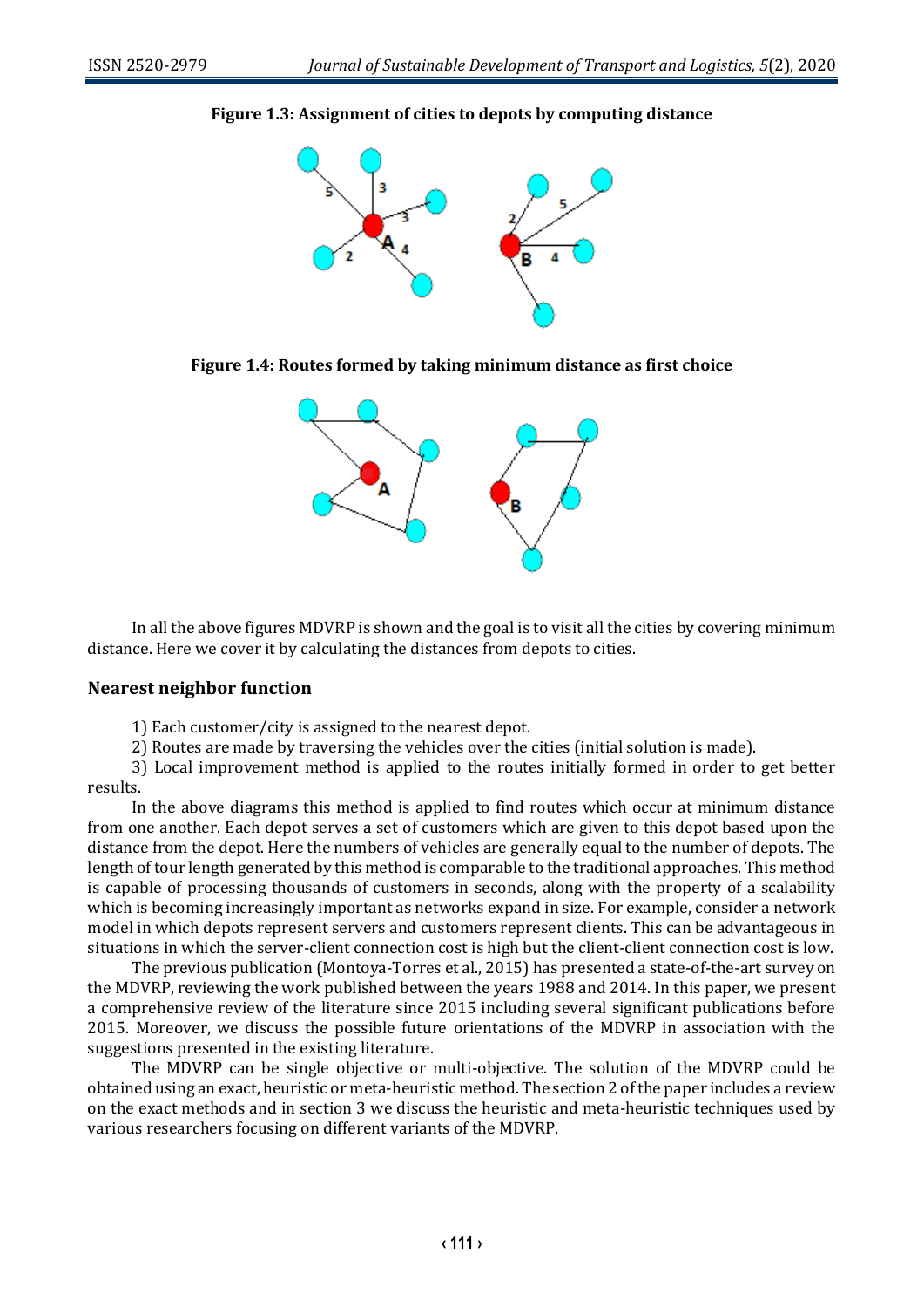**Figure 1.3: Assignment of cities to depots by computing distance**

**Figure 1.4: Routes formed by taking minimum distance as first choice**

In all the above figures MDVRP is shown and the goal is to visit all the cities by covering minimum distance. Here we cover it by calculating the distances from depots to cities.

## Nearest neighbor function

1) Each customer/city is assigned to the nearest depot.

2) Routes are made by traversing the vehicles over the cities (initial solution is made).

3) Local improvement method is applied to the routes initially formed in order to get better results.

In the above diagrams this method is applied to find routes which occur at minimum distance from one another. Each depot serves a set of customers which are given to this depot based upon the distance from the depot. Here the numbers of vehicles are generally equal to the number of depots. The length of tour length generated by this method is comparable to the traditional approaches. This method is capable of processing thousands of customers in seconds, along with the property of a scalability which is becoming increasingly important as networks expand in size. For example, consider a network model in which depots represent servers and customers represent clients. This can be advantageous in situations in which the server-client connection cost is high but the client-client connection cost is low.

The previous publication (Montoya-Torres et al., 2015) has presented a state-of-the-art survey on the MDVRP, reviewing the work published between the years 1988 and 2014. In this paper, we present a comprehensive review of the literature since 2015 including several significant publications before 2015. Moreover, we discuss the possible future orientations of the MDVRP in association with the suggestions presented in the existing literature.

The MDVRP can be single objective or multi-objective. The solution of the MDVRP could be obtained using an exact, heuristic or meta-heuristic method. The section 2 of the paper includes a review on the exact methods and in section 3 we discuss the heuristic and meta-heuristic techniques used by various researchers focusing on different variants of the MDVRP.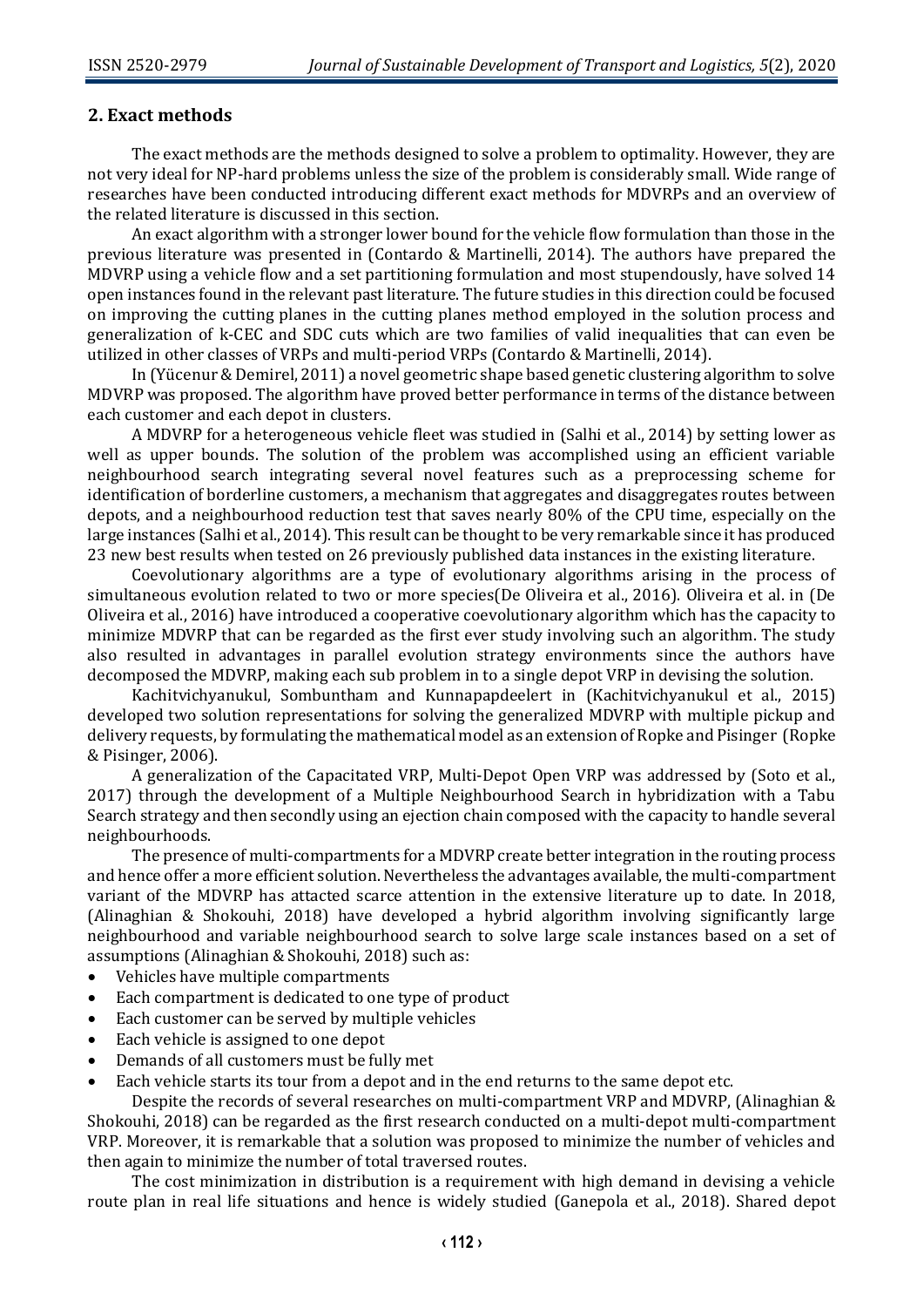## 2. Exact methods

The exact methods are the methods designed to solve a problem to optimality. However, they are not very ideal for NP-hard problems unless the size of the problem is considerably small. Wide range of researches have been conducted introducing different exact methods for MDVRPs and an overview of the related literature is discussed in this section.

An exact algorithm with a stronger lower bound for the vehicle flow formulation than those in the previous literature was presented in (Contardo & Martinelli, 2014). The authors have prepared the MDVRP using a vehicle flow and a set partitioning formulation and most stupendously, have solved 14 open instances found in the relevant past literature. The future studies in this direction could be focused on improving the cutting planes in the cutting planes method employed in the solution process and generalization of k-CEC and SDC cuts which are two families of valid inequalities that can even be utilized in other classes of VRPs and multi-period VRPs (Contardo & Martinelli, 2014).

In (Yücenur & Demirel, 2011) a novel geometric shape based genetic clustering algorithm to solve MDVRP was proposed. The algorithm have proved better performance in terms of the distance between each customer and each depot in clusters.

A MDVRP for a heterogeneous vehicle fleet was studied in (Salhi et al., 2014) by setting lower as well as upper bounds. The solution of the problem was accomplished using an efficient variable neighbourhood search integrating several novel features such as a preprocessing scheme for identification of borderline customers, a mechanism that aggregates and disaggregates routes between depots, and a neighbourhood reduction test that saves nearly 80% of the CPU time, especially on the large instances (Salhi et al., 2014). This result can be thought to be very remarkable since it has produced 23 new best results when tested on 26 previously published data instances in the existing literature.

Coevolutionary algorithms are a type of evolutionary algorithms arising in the process of simultaneous evolution related to two or more species(De Oliveira et al., 2016). Oliveira et al. in (De Oliveira et al., 2016) have introduced a cooperative coevolutionary algorithm which has the capacity to minimize MDVRP that can be regarded as the first ever study involving such an algorithm. The study also resulted in advantages in parallel evolution strategy environments since the authors have decomposed the MDVRP, making each sub problem in to a single depot VRP in devising the solution.

Kachitvichyanukul, Sombuntham and Kunnapapdeelert in (Kachitvichyanukul et al., 2015) developed two solution representations for solving the generalized MDVRP with multiple pickup and delivery requests, by formulating the mathematical model as an extension of Ropke and Pisinger (Ropke & Pisinger, 2006).

A generalization of the Capacitated VRP, Multi-Depot Open VRP was addressed by (Soto et al., 2017) through the development of a Multiple Neighbourhood Search in hybridization with a Tabu Search strategy and then secondly using an ejection chain composed with the capacity to handle several neighbourhoods.

The presence of multi-compartments for a MDVRP create better integration in the routing process and hence offer a more efficient solution. Nevertheless the advantages available, the multi-compartment variant of the MDVRP has attacted scarce attention in the extensive literature up to date. In 2018, (Alinaghian & Shokouhi, 2018) have developed a hybrid algorithm involving significantly large neighbourhood and variable neighbourhood search to solve large scale instances based on a set of assumptions (Alinaghian & Shokouhi, 2018) such as:

- Vehicles have multiple compartments
- Each compartment is dedicated to one type of product
- Each customer can be served by multiple vehicles
- Each vehicle is assigned to one depot
- Demands of all customers must be fully met
- Each vehicle starts its tour from a depot and in the end returns to the same depot etc.

Despite the records of several researches on multi-compartment VRP and MDVRP, (Alinaghian & Shokouhi, 2018) can be regarded as the first research conducted on a multi-depot multi-compartment VRP. Moreover, it is remarkable that a solution was proposed to minimize the number of vehicles and then again to minimize the number of total traversed routes.

The cost minimization in distribution is a requirement with high demand in devising a vehicle route plan in real life situations and hence is widely studied (Ganepola et al., 2018). Shared depot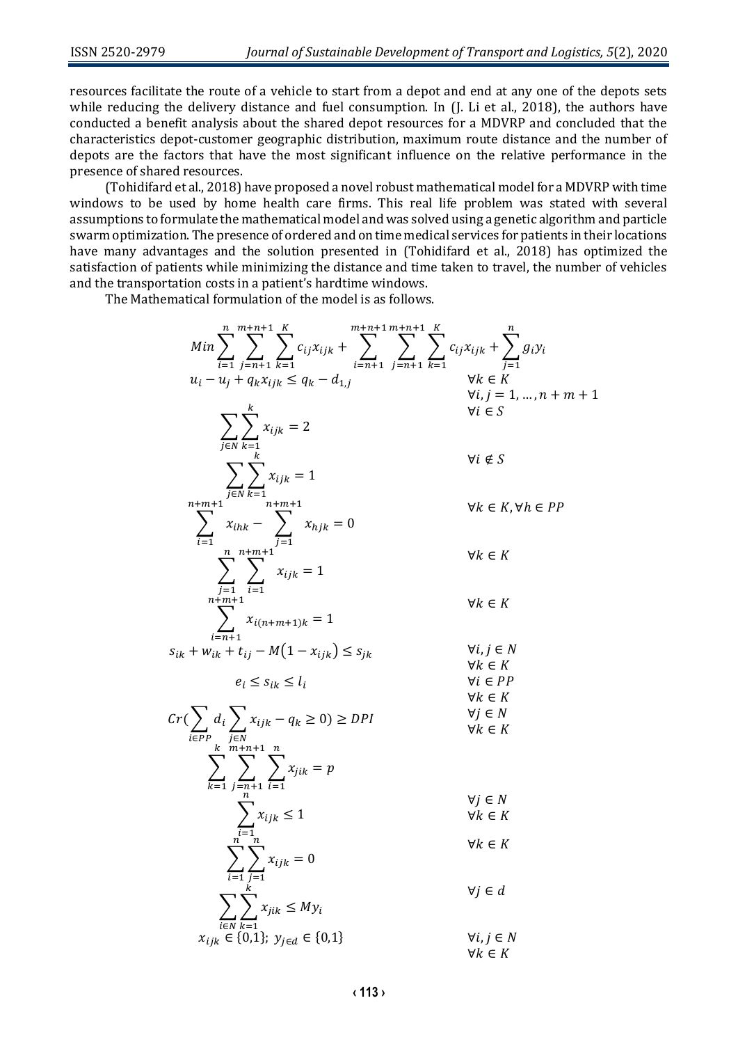resources facilitate the route of a vehicle to start from a depot and end at any one of the depots sets while reducing the delivery distance and fuel consumption. In (J. Li et al., 2018), the authors have conducted a benefit analysis about the shared depot resources for a MDVRP and concluded that the characteristics depot-customer geographic distribution, maximum route distance and the number of depots are the factors that have the most significant influence on the relative performance in the presence of shared resources.

(Tohidifard et al., 2018) have proposed a novel robust mathematical model for a MDVRP with time windows to be used by home health care firms. This real life problem was stated with several assumptions to formulate the mathematical model and was solved using a genetic algorithm and particle swarm optimization. The presence of ordered and on time medical services for patients in their locations have many advantages and the solution presented in (Tohidifard et al., 2018) has optimized the satisfaction of patients while minimizing the distance and time taken to travel, the number of vehicles and the transportation costs in a patient's hardtime windows.

The Mathematical formulation of the model is as follows.

$$Min \sum_{i=1}^{n} \sum_{j=n+1}^{m+n+1} \sum_{k=1}^{K} c_{ij} x_{ijk} + \sum_{i=n+1}^{m+n+1} \sum_{j=n+1}^{m+n+1} \sum_{k=1}^{K} c_{ij} x_{ijk} + \sum_{j=1}^{n} g_i y_i$$

$$u_i - u_j + q_k x_{ijk} \leq q_k - d_{1,j} \qquad \forall k \in K, \ \forall i,j = 1, \dots, n+m+1$$

$$\sum_{j \in N} \sum_{k=1}^{k} x_{ijk} = 2 \qquad \forall i \in S$$

$$\sum_{j \in N} \sum_{k=1}^{k} x_{ijk} = 1 \qquad \forall i \notin S$$

$$\sum_{i=1}^{n+m+1} x_{ihk} - \sum_{j=1}^{n+m+1} x_{hjk} = 0 \qquad \forall k \in K, \forall h \in PP$$

$$\sum_{j=1}^{n} \sum_{i=1}^{n+m+1} x_{ijk} = 1 \qquad \forall k \in K$$

$$\sum_{i=n+1}^{n+m+1} x_{i(n+m+1)k} = 1 \qquad \forall k \in K$$

$$s_{ik} + w_{ik} + t_{ij} - M(1 - x_{ijk}) \leq s_{jk} \qquad \forall i,j \in N, \ \forall k \in K$$

$$e_i \leq s_{ik} \leq l_i \qquad \forall i \in PP, \ \forall k \in K$$

$$Cr\Big(\sum_{i \in PP} d_i \sum_{j \in N} x_{ijk} - q_k \geq 0\Big) \geq DPI \qquad \forall j \in N, \ \forall k \in K$$

$$\sum_{k=1}^{k} \sum_{j=n+1}^{m+n+1} \sum_{i=1}^{n} x_{jik} = p$$

$$\sum_{i=1}^{n} x_{ijk} \leq 1 \qquad \forall j \in N, \ \forall k \in K$$

$$\sum_{i=1}^{n} \sum_{j=1}^{n} x_{ijk} = 0 \qquad \forall k \in K$$

$$\sum_{i \in N} \sum_{k=1}^{k} x_{jik} \leq M y_i \qquad \forall j \in d$$

$$x_{ijk} \in \{0,1\}; \ y_{j \in d} \in \{0,1\} \qquad \forall i,j \in N, \ \forall k \in K$$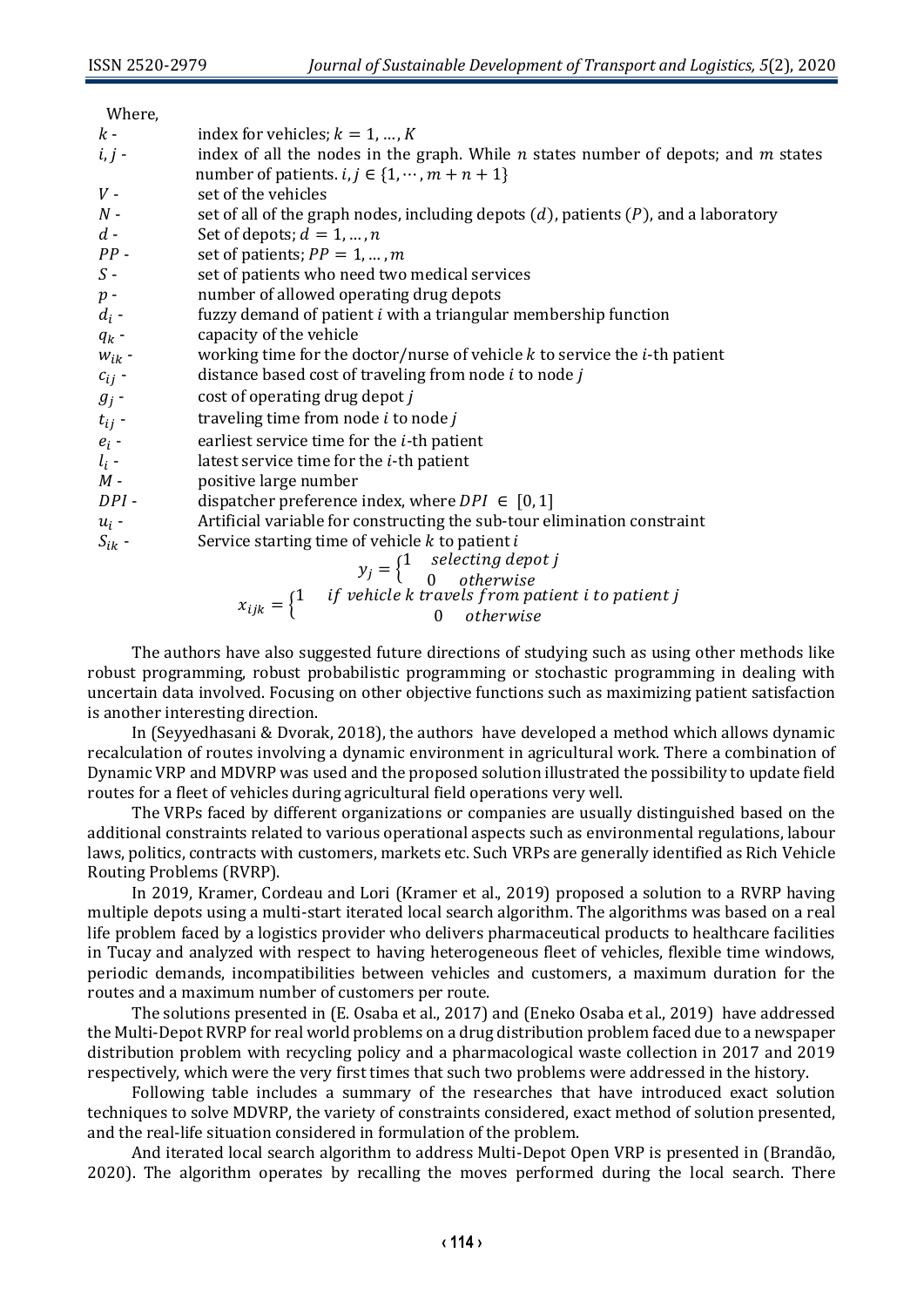Where,

| | |
|---|---|
| $k$ - | index for vehicles; $k = 1, \dots, K$ |
| $i, j$ - | index of all the nodes in the graph. While $n$ states number of depots; and $m$ states number of patients. $i, j \in \{1, \cdots, m + n + 1\}$ |
| $V$ - | set of the vehicles |
| $N$ - | set of all of the graph nodes, including depots ($d$), patients ($P$), and a laboratory |
| $d$ - | Set of depots; $d = 1, \dots, n$ |
| $PP$ - | set of patients; $PP = 1, \dots, m$ |
| $S$ - | set of patients who need two medical services |
| $p$ - | number of allowed operating drug depots |
| $d_i$ - | fuzzy demand of patient $i$ with a triangular membership function |
| $q_k$ - | capacity of the vehicle |
| $w_{ik}$ - | working time for the doctor/nurse of vehicle $k$ to service the $i$-th patient |
| $c_{ij}$ - | distance based cost of traveling from node $i$ to node $j$ |
| $g_j$ - | cost of operating drug depot $j$ |
| $t_{ij}$ - | traveling time from node $i$ to node $j$ |
| $e_i$ - | earliest service time for the $i$-th patient |
| $l_i$ - | latest service time for the $i$-th patient |
| $M$ - | positive large number |
| $DPI$ - | dispatcher preference index, where $DPI \in [0, 1]$ |
| $u_i$ - | Artificial variable for constructing the sub-tour elimination constraint |
| $S_{ik}$ - | Service starting time of vehicle $k$ to patient $i$ |

$$y_j = \begin{cases} 1 & \text{selecting depot } j \\ 0 & \text{otherwise} \end{cases}$$

$$x_{ijk} = \begin{cases} 1 & \text{if vehicle } k \text{ travels from patient } i \text{ to patient } j \\ 0 & \text{otherwise} \end{cases}$$

The authors have also suggested future directions of studying such as using other methods like robust programming, robust probabilistic programming or stochastic programming in dealing with uncertain data involved. Focusing on other objective functions such as maximizing patient satisfaction is another interesting direction.

In (Seyyedhasani & Dvorak, 2018), the authors have developed a method which allows dynamic recalculation of routes involving a dynamic environment in agricultural work. There a combination of Dynamic VRP and MDVRP was used and the proposed solution illustrated the possibility to update field routes for a fleet of vehicles during agricultural field operations very well.

The VRPs faced by different organizations or companies are usually distinguished based on the additional constraints related to various operational aspects such as environmental regulations, labour laws, politics, contracts with customers, markets etc. Such VRPs are generally identified as Rich Vehicle Routing Problems (RVRP).

In 2019, Kramer, Cordeau and Lori (Kramer et al., 2019) proposed a solution to a RVRP having multiple depots using a multi-start iterated local search algorithm. The algorithms was based on a real life problem faced by a logistics provider who delivers pharmaceutical products to healthcare facilities in Tucay and analyzed with respect to having heterogeneous fleet of vehicles, flexible time windows, periodic demands, incompatibilities between vehicles and customers, a maximum duration for the routes and a maximum number of customers per route.

The solutions presented in (E. Osaba et al., 2017) and (Eneko Osaba et al., 2019) have addressed the Multi-Depot RVRP for real world problems on a drug distribution problem faced due to a newspaper distribution problem with recycling policy and a pharmacological waste collection in 2017 and 2019 respectively, which were the very first times that such two problems were addressed in the history.

Following table includes a summary of the researches that have introduced exact solution techniques to solve MDVRP, the variety of constraints considered, exact method of solution presented, and the real-life situation considered in formulation of the problem.

And iterated local search algorithm to address Multi-Depot Open VRP is presented in (Brandão, 2020). The algorithm operates by recalling the moves performed during the local search. There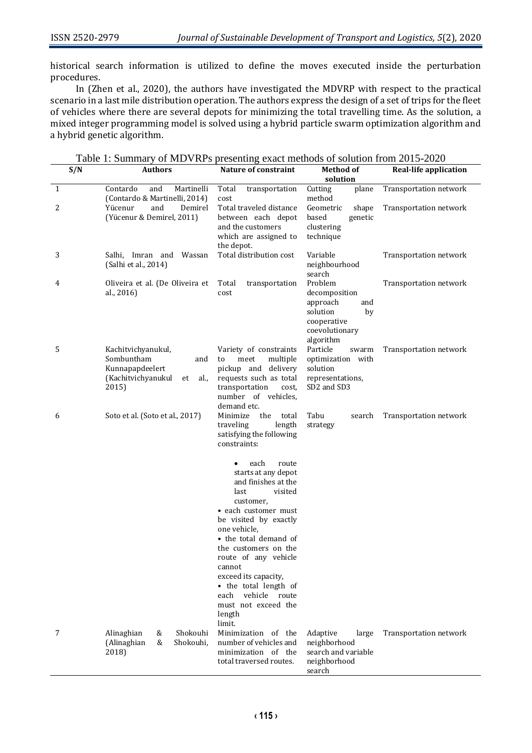historical search information is utilized to define the moves executed inside the perturbation procedures.

In (Zhen et al., 2020), the authors have investigated the MDVRP with respect to the practical scenario in a last mile distribution operation. The authors express the design of a set of trips for the fleet of vehicles where there are several depots for minimizing the total travelling time. As the solution, a mixed integer programming model is solved using a hybrid particle swarm optimization algorithm and a hybrid genetic algorithm.

Table 1: Summary of MDVRPs presenting exact methods of solution from 2015-2020

| S/N | Authors | Nature of constraint | Method of solution | Real-life application |
|---|---|---|---|---|
| 1 | Contardo and Martinelli (Contardo & Martinelli, 2014) | Total transportation cost | Cutting plane method | Transportation network |
| 2 | Yücenur and Demirel (Yücenur & Demirel, 2011) | Total traveled distance between each depot and the customers which are assigned to the depot. | Geometric shape based genetic clustering technique | Transportation network |
| 3 | Salhi, Imran and Wassan (Salhi et al., 2014) | Total distribution cost | Variable neighbourhood search | Transportation network |
| 4 | Oliveira et al. (De Oliveira et al., 2016) | Total transportation cost | Problem decomposition approach and solution by cooperative coevolutionary algorithm | Transportation network |
| 5 | Kachitvichyanukul, Sombuntham and Kunnapapdeelert (Kachitvichyanukul et al., 2015) | Variety of constraints to meet multiple pickup and delivery requests such as total transportation cost, number of vehicles, demand etc. | Particle swarm optimization with solution representations, SD2 and SD3 | Transportation network |
| 6 | Soto et al. (Soto et al., 2017) | Minimize the total traveling length satisfying the following constraints: <br> • each route starts at any depot and finishes at the last visited customer, <br> • each customer must be visited by exactly one vehicle, <br> • the total demand of the customers on the route of any vehicle cannot exceed its capacity, <br> • the total length of each vehicle route must not exceed the length limit. | Tabu search strategy | Transportation network |
| 7 | Alinaghian & Shokouhi (Alinaghian & Shokouhi, 2018) | Minimization of the number of vehicles and minimization of the total traversed routes. | Adaptive large neighborhood search and variable neighborhood search | Transportation network |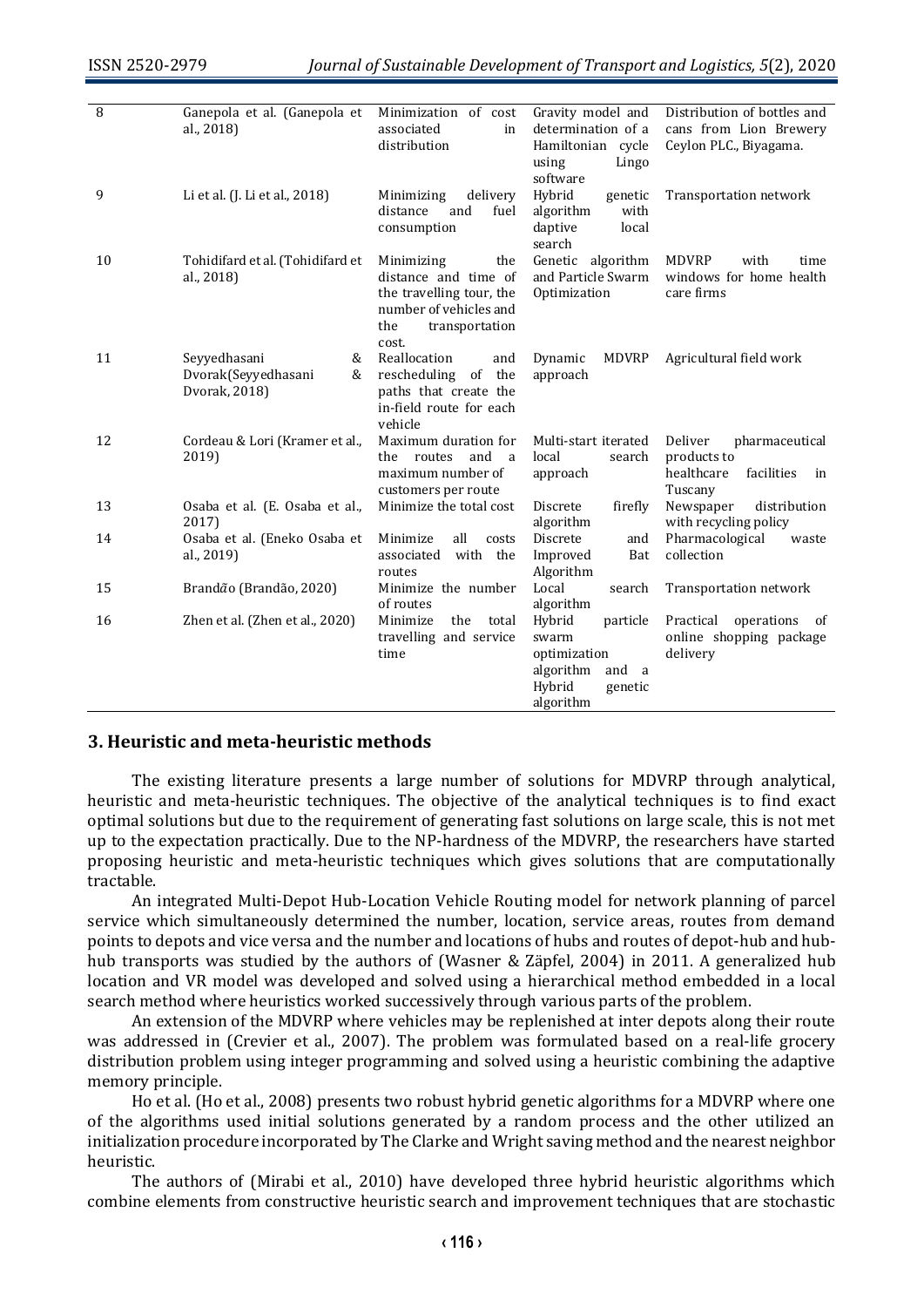| 8 | Ganepola et al. (Ganepola et al., 2018) | Minimization of cost associated in distribution | Gravity model and determination of a Hamiltonian cycle using Lingo software | Distribution of bottles and cans from Lion Brewery Ceylon PLC., Biyagama. |
|---|---|---|---|---|
| 9 | Li et al. (J. Li et al., 2018) | Minimizing delivery distance and fuel consumption | Hybrid genetic algorithm with daptive local search | Transportation network |
| 10 | Tohidifard et al. (Tohidifard et al., 2018) | Minimizing the distance and time of the travelling tour, the number of vehicles and the transportation cost. | Genetic algorithm and Particle Swarm Optimization | MDVRP with time windows for home health care firms |
| 11 | Seyyedhasani & Dvorak(Seyyedhasani & Dvorak, 2018) | Reallocation and rescheduling of the paths that create the in-field route for each vehicle | Dynamic MDVRP approach | Agricultural field work |
| 12 | Cordeau & Lori (Kramer et al., 2019) | Maximum duration for the routes and a maximum number of customers per route | Multi-start iterated local search approach | Deliver pharmaceutical products to healthcare facilities in Tuscany |
| 13 | Osaba et al. (E. Osaba et al., 2017) | Minimize the total cost | Discrete firefly algorithm | Newspaper distribution with recycling policy |
| 14 | Osaba et al. (Eneko Osaba et al., 2019) | Minimize all costs associated with the routes | Discrete and Improved Bat Algorithm | Pharmacological waste collection |
| 15 | Brandão (Brandão, 2020) | Minimize the number of routes | Local search algorithm | Transportation network |
| 16 | Zhen et al. (Zhen et al., 2020) | Minimize the total travelling and service time | Hybrid particle swarm optimization algorithm and a Hybrid genetic algorithm | Practical operations of online shopping package delivery |

## 3. Heuristic and meta-heuristic methods

The existing literature presents a large number of solutions for MDVRP through analytical, heuristic and meta-heuristic techniques. The objective of the analytical techniques is to find exact optimal solutions but due to the requirement of generating fast solutions on large scale, this is not met up to the expectation practically. Due to the NP-hardness of the MDVRP, the researchers have started proposing heuristic and meta-heuristic techniques which gives solutions that are computationally tractable.

An integrated Multi-Depot Hub-Location Vehicle Routing model for network planning of parcel service which simultaneously determined the number, location, service areas, routes from demand points to depots and vice versa and the number and locations of hubs and routes of depot-hub and hub-hub transports was studied by the authors of (Wasner & Zäpfel, 2004) in 2011. A generalized hub location and VR model was developed and solved using a hierarchical method embedded in a local search method where heuristics worked successively through various parts of the problem.

An extension of the MDVRP where vehicles may be replenished at inter depots along their route was addressed in (Crevier et al., 2007). The problem was formulated based on a real-life grocery distribution problem using integer programming and solved using a heuristic combining the adaptive memory principle.

Ho et al. (Ho et al., 2008) presents two robust hybrid genetic algorithms for a MDVRP where one of the algorithms used initial solutions generated by a random process and the other utilized an initialization procedure incorporated by The Clarke and Wright saving method and the nearest neighbor heuristic.

The authors of (Mirabi et al., 2010) have developed three hybrid heuristic algorithms which combine elements from constructive heuristic search and improvement techniques that are stochastic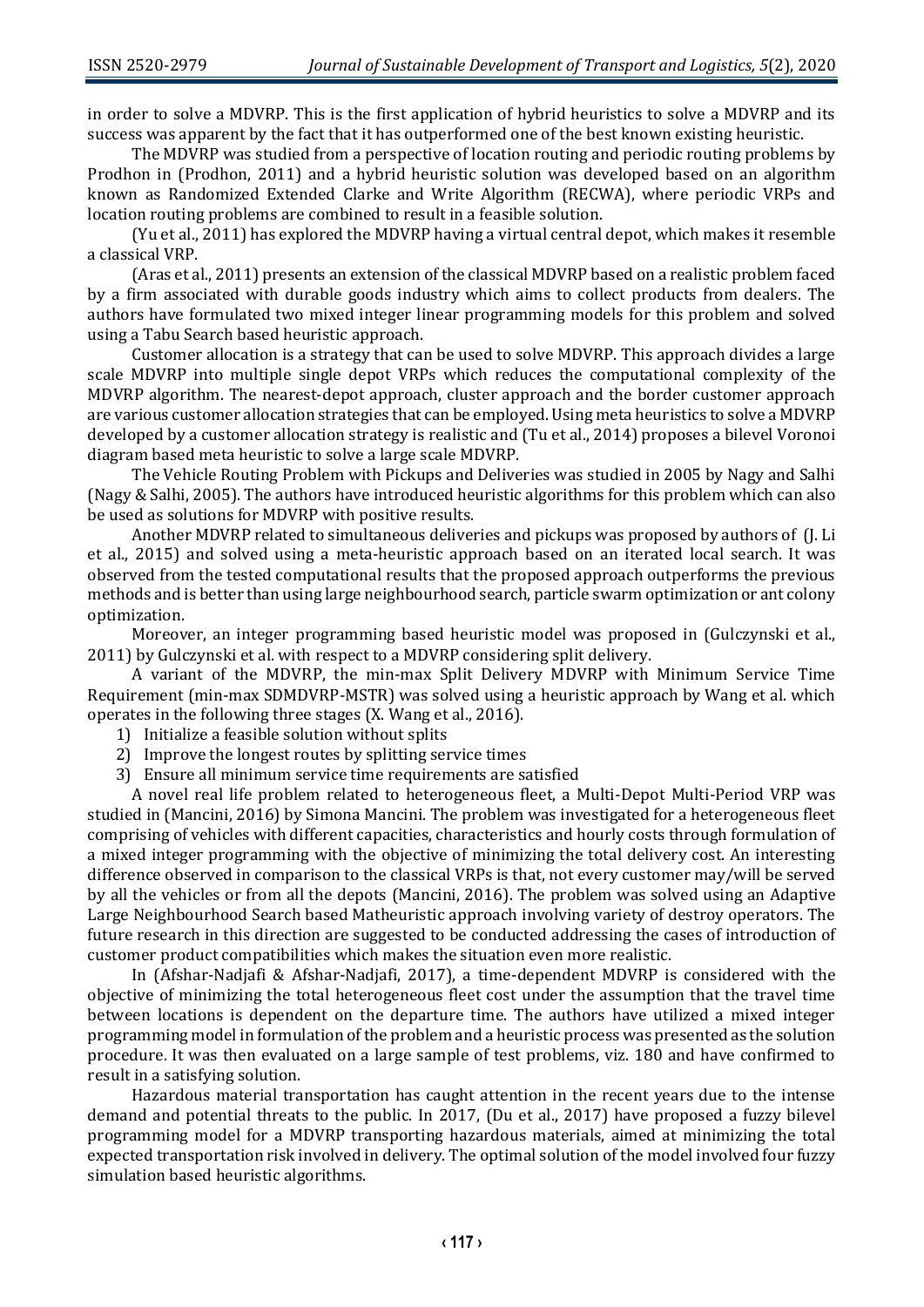in order to solve a MDVRP. This is the first application of hybrid heuristics to solve a MDVRP and its success was apparent by the fact that it has outperformed one of the best known existing heuristic.

The MDVRP was studied from a perspective of location routing and periodic routing problems by Prodhon in (Prodhon, 2011) and a hybrid heuristic solution was developed based on an algorithm known as Randomized Extended Clarke and Write Algorithm (RECWA), where periodic VRPs and location routing problems are combined to result in a feasible solution.

(Yu et al., 2011) has explored the MDVRP having a virtual central depot, which makes it resemble a classical VRP.

(Aras et al., 2011) presents an extension of the classical MDVRP based on a realistic problem faced by a firm associated with durable goods industry which aims to collect products from dealers. The authors have formulated two mixed integer linear programming models for this problem and solved using a Tabu Search based heuristic approach.

Customer allocation is a strategy that can be used to solve MDVRP. This approach divides a large scale MDVRP into multiple single depot VRPs which reduces the computational complexity of the MDVRP algorithm. The nearest-depot approach, cluster approach and the border customer approach are various customer allocation strategies that can be employed. Using meta heuristics to solve a MDVRP developed by a customer allocation strategy is realistic and (Tu et al., 2014) proposes a bilevel Voronoi diagram based meta heuristic to solve a large scale MDVRP.

The Vehicle Routing Problem with Pickups and Deliveries was studied in 2005 by Nagy and Salhi (Nagy & Salhi, 2005). The authors have introduced heuristic algorithms for this problem which can also be used as solutions for MDVRP with positive results.

Another MDVRP related to simultaneous deliveries and pickups was proposed by authors of (J. Li et al., 2015) and solved using a meta-heuristic approach based on an iterated local search. It was observed from the tested computational results that the proposed approach outperforms the previous methods and is better than using large neighbourhood search, particle swarm optimization or ant colony optimization.

Moreover, an integer programming based heuristic model was proposed in (Gulczynski et al., 2011) by Gulczynski et al. with respect to a MDVRP considering split delivery.

A variant of the MDVRP, the min-max Split Delivery MDVRP with Minimum Service Time Requirement (min-max SDMDVRP-MSTR) was solved using a heuristic approach by Wang et al. which operates in the following three stages (X. Wang et al., 2016).

1) Initialize a feasible solution without splits
2) Improve the longest routes by splitting service times
3) Ensure all minimum service time requirements are satisfied

A novel real life problem related to heterogeneous fleet, a Multi-Depot Multi-Period VRP was studied in (Mancini, 2016) by Simona Mancini. The problem was investigated for a heterogeneous fleet comprising of vehicles with different capacities, characteristics and hourly costs through formulation of a mixed integer programming with the objective of minimizing the total delivery cost. An interesting difference observed in comparison to the classical VRPs is that, not every customer may/will be served by all the vehicles or from all the depots (Mancini, 2016). The problem was solved using an Adaptive Large Neighbourhood Search based Matheuristic approach involving variety of destroy operators. The future research in this direction are suggested to be conducted addressing the cases of introduction of customer product compatibilities which makes the situation even more realistic.

In (Afshar-Nadjafi & Afshar-Nadjafi, 2017), a time-dependent MDVRP is considered with the objective of minimizing the total heterogeneous fleet cost under the assumption that the travel time between locations is dependent on the departure time. The authors have utilized a mixed integer programming model in formulation of the problem and a heuristic process was presented as the solution procedure. It was then evaluated on a large sample of test problems, viz. 180 and have confirmed to result in a satisfying solution.

Hazardous material transportation has caught attention in the recent years due to the intense demand and potential threats to the public. In 2017, (Du et al., 2017) have proposed a fuzzy bilevel programming model for a MDVRP transporting hazardous materials, aimed at minimizing the total expected transportation risk involved in delivery. The optimal solution of the model involved four fuzzy simulation based heuristic algorithms.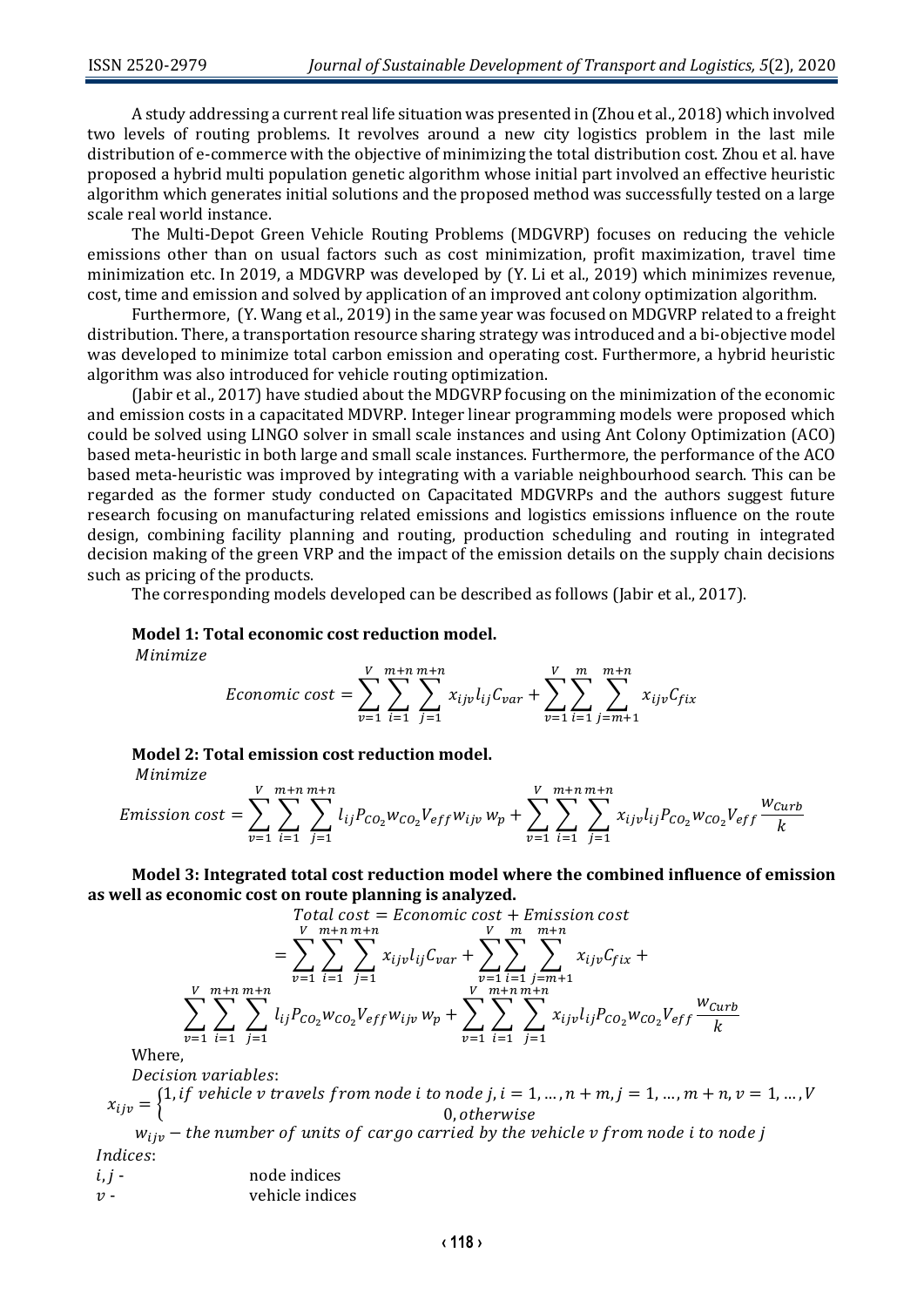A study addressing a current real life situation was presented in (Zhou et al., 2018) which involved two levels of routing problems. It revolves around a new city logistics problem in the last mile distribution of e-commerce with the objective of minimizing the total distribution cost. Zhou et al. have proposed a hybrid multi population genetic algorithm whose initial part involved an effective heuristic algorithm which generates initial solutions and the proposed method was successfully tested on a large scale real world instance.

The Multi-Depot Green Vehicle Routing Problems (MDGVRP) focuses on reducing the vehicle emissions other than on usual factors such as cost minimization, profit maximization, travel time minimization etc. In 2019, a MDGVRP was developed by (Y. Li et al., 2019) which minimizes revenue, cost, time and emission and solved by application of an improved ant colony optimization algorithm.

Furthermore, (Y. Wang et al., 2019) in the same year was focused on MDGVRP related to a freight distribution. There, a transportation resource sharing strategy was introduced and a bi-objective model was developed to minimize total carbon emission and operating cost. Furthermore, a hybrid heuristic algorithm was also introduced for vehicle routing optimization.

(Jabir et al., 2017) have studied about the MDGVRP focusing on the minimization of the economic and emission costs in a capacitated MDVRP. Integer linear programming models were proposed which could be solved using LINGO solver in small scale instances and using Ant Colony Optimization (ACO) based meta-heuristic in both large and small scale instances. Furthermore, the performance of the ACO based meta-heuristic was improved by integrating with a variable neighbourhood search. This can be regarded as the former study conducted on Capacitated MDGVRPs and the authors suggest future research focusing on manufacturing related emissions and logistics emissions influence on the route design, combining facility planning and routing, production scheduling and routing in integrated decision making of the green VRP and the impact of the emission details on the supply chain decisions such as pricing of the products.

The corresponding models developed can be described as follows (Jabir et al., 2017).

**Model 1: Total economic cost reduction model.**

*Minimize*

$$Economic\ cost = \sum_{v=1}^{V}\sum_{i=1}^{m+n}\sum_{j=1}^{m+n} x_{ijv} l_{ij} C_{var} + \sum_{v=1}^{V}\sum_{i=1}^{m}\sum_{j=m+1}^{m+n} x_{ijv} C_{fix}$$

**Model 2: Total emission cost reduction model.**

*Minimize*

$$Emission\ cost = \sum_{v=1}^{V}\sum_{i=1}^{m+n}\sum_{j=1}^{m+n} l_{ij} P_{CO_2} w_{CO_2} V_{eff} w_{ijv}\, w_p + \sum_{v=1}^{V}\sum_{i=1}^{m+n}\sum_{j=1}^{m+n} x_{ijv} l_{ij} P_{CO_2} w_{CO_2} V_{eff} \frac{w_{Curb}}{k}$$

**Model 3: Integrated total cost reduction model where the combined influence of emission as well as economic cost on route planning is analyzed.**

$$Total\ cost = Economic\ cost + Emission\ cost$$

$$= \sum_{v=1}^{V}\sum_{i=1}^{m+n}\sum_{j=1}^{m+n} x_{ijv} l_{ij} C_{var} + \sum_{v=1}^{V}\sum_{i=1}^{m}\sum_{j=m+1}^{m+n} x_{ijv} C_{fix} + \sum_{v=1}^{V}\sum_{i=1}^{m+n}\sum_{j=1}^{m+n} l_{ij} P_{CO_2} w_{CO_2} V_{eff} w_{ijv}\, w_p + \sum_{v=1}^{V}\sum_{i=1}^{m+n}\sum_{j=1}^{m+n} x_{ijv} l_{ij} P_{CO_2} w_{CO_2} V_{eff} \frac{w_{Curb}}{k}$$

Where,

*Decision variables*:

$$x_{ijv} = \begin{cases} 1, \text{if vehicle } v \text{ travels from node } i \text{ to node } j, i = 1, \dots, n+m, j = 1, \dots, m+n, v = 1, \dots, V \\ 0, \text{otherwise} \end{cases}$$

$w_{ijv}$ – *the number of units of cargo carried by the vehicle v from node i to node j*

*Indices*:

$i, j$ - node indices

$v$ - vehicle indices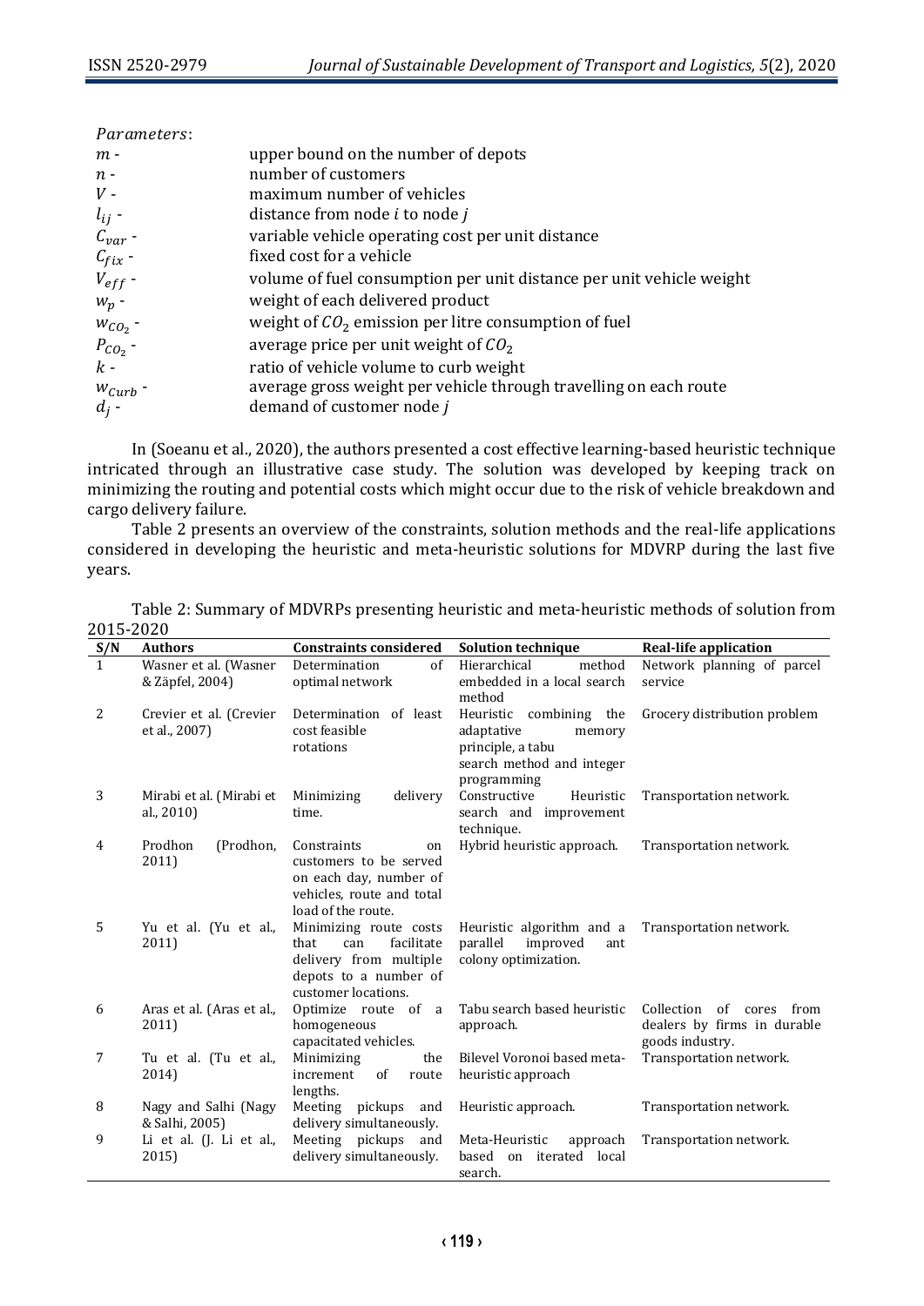*Parameters*:

| | |
|---|---|
| $m$ - | upper bound on the number of depots |
| $n$ - | number of customers |
| $V$ - | maximum number of vehicles |
| $l_{ij}$ - | distance from node $i$ to node $j$ |
| $C_{var}$ - | variable vehicle operating cost per unit distance |
| $C_{fix}$ - | fixed cost for a vehicle |
| $V_{eff}$ - | volume of fuel consumption per unit distance per unit vehicle weight |
| $w_p$ - | weight of each delivered product |
| $w_{CO_2}$ - | weight of $CO_2$ emission per litre consumption of fuel |
| $P_{CO_2}$ - | average price per unit weight of $CO_2$ |
| $k$ - | ratio of vehicle volume to curb weight |
| $w_{Curb}$ - | average gross weight per vehicle through travelling on each route |
| $d_j$ - | demand of customer node $j$ |

In (Soeanu et al., 2020), the authors presented a cost effective learning-based heuristic technique intricated through an illustrative case study. The solution was developed by keeping track on minimizing the routing and potential costs which might occur due to the risk of vehicle breakdown and cargo delivery failure.

Table 2 presents an overview of the constraints, solution methods and the real-life applications considered in developing the heuristic and meta-heuristic solutions for MDVRP during the last five years.

Table 2: Summary of MDVRPs presenting heuristic and meta-heuristic methods of solution from 2015-2020

| S/N | Authors | Constraints considered | Solution technique | Real-life application |
|---|---|---|---|---|
| 1 | Wasner et al. (Wasner & Zäpfel, 2004) | Determination of optimal network | Hierarchical method embedded in a local search method | Network planning of parcel service |
| 2 | Crevier et al. (Crevier et al., 2007) | Determination of least cost feasible rotations | Heuristic combining the adaptative memory principle, a tabu search method and integer programming | Grocery distribution problem |
| 3 | Mirabi et al. (Mirabi et al., 2010) | Minimizing delivery time. | Constructive Heuristic search and improvement technique. | Transportation network. |
| 4 | Prodhon (Prodhon, 2011) | Constraints on customers to be served on each day, number of vehicles, route and total load of the route. | Hybrid heuristic approach. | Transportation network. |
| 5 | Yu et al. (Yu et al., 2011) | Minimizing route costs that can facilitate delivery from multiple depots to a number of customer locations. | Heuristic algorithm and a parallel improved ant colony optimization. | Transportation network. |
| 6 | Aras et al. (Aras et al., 2011) | Optimize route of a homogeneous capacitated vehicles. | Tabu search based heuristic approach. | Collection of cores from dealers by firms in durable goods industry. |
| 7 | Tu et al. (Tu et al., 2014) | Minimizing the increment of route lengths. | Bilevel Voronoi based meta-heuristic approach | Transportation network. |
| 8 | Nagy and Salhi (Nagy & Salhi, 2005) | Meeting pickups and delivery simultaneously. | Heuristic approach. | Transportation network. |
| 9 | Li et al. (J. Li et al., 2015) | Meeting pickups and delivery simultaneously. | Meta-Heuristic approach based on iterated local search. | Transportation network. |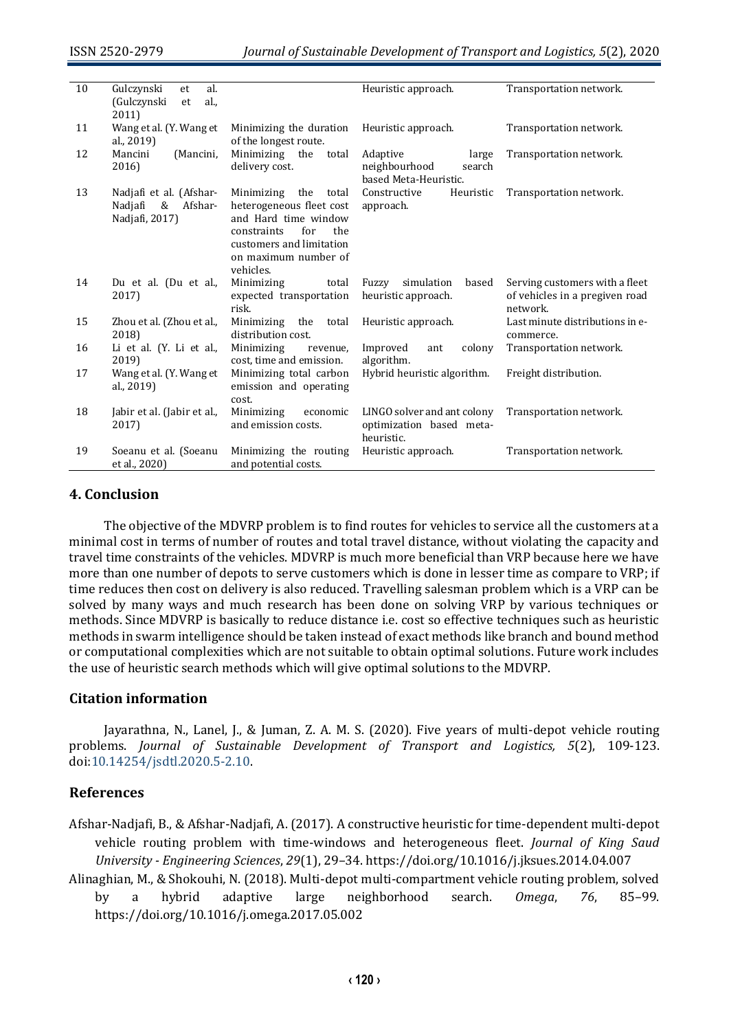| 10 | Gulczynski et al. (Gulczynski et al., 2011) | | Heuristic approach. | Transportation network. |
|---|---|---|---|---|
| 11 | Wang et al. (Y. Wang et al., 2019) | Minimizing the duration of the longest route. | Heuristic approach. | Transportation network. |
| 12 | Mancini (Mancini, 2016) | Minimizing the total delivery cost. | Adaptive large neighbourhood search based Meta-Heuristic. | Transportation network. |
| 13 | Nadjafi et al. (Afshar-Nadjafi & Afshar-Nadjafi, 2017) | Minimizing the total heterogeneous fleet cost and Hard time window constraints for the customers and limitation on maximum number of vehicles. | Constructive Heuristic approach. | Transportation network. |
| 14 | Du et al. (Du et al., 2017) | Minimizing total expected transportation risk. | Fuzzy simulation based heuristic approach. | Serving customers with a fleet of vehicles in a pregiven road network. |
| 15 | Zhou et al. (Zhou et al., 2018) | Minimizing the total distribution cost. | Heuristic approach. | Last minute distributions in e-commerce. |
| 16 | Li et al. (Y. Li et al., 2019) | Minimizing revenue, cost, time and emission. | Improved ant colony algorithm. | Transportation network. |
| 17 | Wang et al. (Y. Wang et al., 2019) | Minimizing total carbon emission and operating cost. | Hybrid heuristic algorithm. | Freight distribution. |
| 18 | Jabir et al. (Jabir et al., 2017) | Minimizing economic and emission costs. | LINGO solver and ant colony optimization based meta-heuristic. | Transportation network. |
| 19 | Soeanu et al. (Soeanu et al., 2020) | Minimizing the routing and potential costs. | Heuristic approach. | Transportation network. |

## 4. Conclusion

The objective of the MDVRP problem is to find routes for vehicles to service all the customers at a minimal cost in terms of number of routes and total travel distance, without violating the capacity and travel time constraints of the vehicles. MDVRP is much more beneficial than VRP because here we have more than one number of depots to serve customers which is done in lesser time as compare to VRP; if time reduces then cost on delivery is also reduced. Travelling salesman problem which is a VRP can be solved by many ways and much research has been done on solving VRP by various techniques or methods. Since MDVRP is basically to reduce distance i.e. cost so effective techniques such as heuristic methods in swarm intelligence should be taken instead of exact methods like branch and bound method or computational complexities which are not suitable to obtain optimal solutions. Future work includes the use of heuristic search methods which will give optimal solutions to the MDVRP.

## Citation information

Jayarathna, N., Lanel, J., & Juman, Z. A. M. S. (2020). Five years of multi-depot vehicle routing problems. *Journal of Sustainable Development of Transport and Logistics, 5*(2), 109-123. doi:10.14254/jsdtl.2020.5-2.10.

## References

Afshar-Nadjafi, B., & Afshar-Nadjafi, A. (2017). A constructive heuristic for time-dependent multi-depot vehicle routing problem with time-windows and heterogeneous fleet. *Journal of King Saud University - Engineering Sciences*, *29*(1), 29–34. https://doi.org/10.1016/j.jksues.2014.04.007

Alinaghian, M., & Shokouhi, N. (2018). Multi-depot multi-compartment vehicle routing problem, solved by a hybrid adaptive large neighborhood search. *Omega*, *76*, 85–99. https://doi.org/10.1016/j.omega.2017.05.002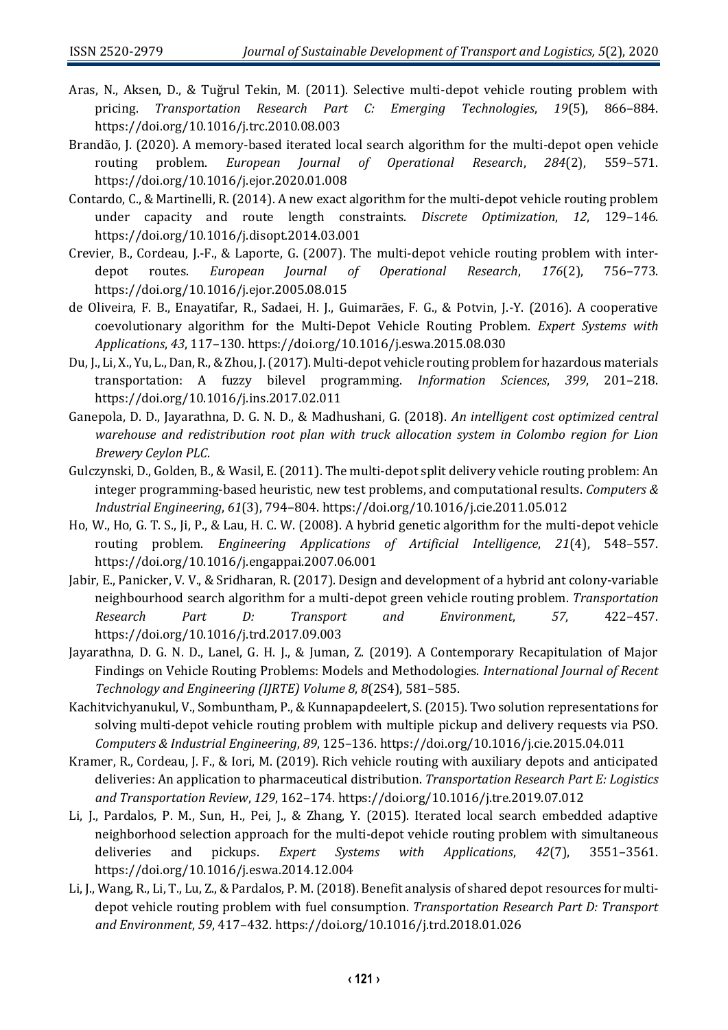Aras, N., Aksen, D., & Tuğrul Tekin, M. (2011). Selective multi-depot vehicle routing problem with pricing. *Transportation Research Part C: Emerging Technologies*, *19*(5), 866–884. https://doi.org/10.1016/j.trc.2010.08.003

Brandão, J. (2020). A memory-based iterated local search algorithm for the multi-depot open vehicle routing problem. *European Journal of Operational Research*, *284*(2), 559–571. https://doi.org/10.1016/j.ejor.2020.01.008

Contardo, C., & Martinelli, R. (2014). A new exact algorithm for the multi-depot vehicle routing problem under capacity and route length constraints. *Discrete Optimization*, *12*, 129–146. https://doi.org/10.1016/j.disopt.2014.03.001

Crevier, B., Cordeau, J.-F., & Laporte, G. (2007). The multi-depot vehicle routing problem with inter-depot routes. *European Journal of Operational Research*, *176*(2), 756–773. https://doi.org/10.1016/j.ejor.2005.08.015

de Oliveira, F. B., Enayatifar, R., Sadaei, H. J., Guimarães, F. G., & Potvin, J.-Y. (2016). A cooperative coevolutionary algorithm for the Multi-Depot Vehicle Routing Problem. *Expert Systems with Applications*, *43*, 117–130. https://doi.org/10.1016/j.eswa.2015.08.030

Du, J., Li, X., Yu, L., Dan, R., & Zhou, J. (2017). Multi-depot vehicle routing problem for hazardous materials transportation: A fuzzy bilevel programming. *Information Sciences*, *399*, 201–218. https://doi.org/10.1016/j.ins.2017.02.011

Ganepola, D. D., Jayarathna, D. G. N. D., & Madhushani, G. (2018). *An intelligent cost optimized central warehouse and redistribution root plan with truck allocation system in Colombo region for Lion Brewery Ceylon PLC*.

Gulczynski, D., Golden, B., & Wasil, E. (2011). The multi-depot split delivery vehicle routing problem: An integer programming-based heuristic, new test problems, and computational results. *Computers & Industrial Engineering*, *61*(3), 794–804. https://doi.org/10.1016/j.cie.2011.05.012

Ho, W., Ho, G. T. S., Ji, P., & Lau, H. C. W. (2008). A hybrid genetic algorithm for the multi-depot vehicle routing problem. *Engineering Applications of Artificial Intelligence*, *21*(4), 548–557. https://doi.org/10.1016/j.engappai.2007.06.001

Jabir, E., Panicker, V. V., & Sridharan, R. (2017). Design and development of a hybrid ant colony-variable neighbourhood search algorithm for a multi-depot green vehicle routing problem. *Transportation Research Part D: Transport and Environment*, *57*, 422–457. https://doi.org/10.1016/j.trd.2017.09.003

Jayarathna, D. G. N. D., Lanel, G. H. J., & Juman, Z. (2019). A Contemporary Recapitulation of Major Findings on Vehicle Routing Problems: Models and Methodologies. *International Journal of Recent Technology and Engineering (IJRTE) Volume 8*, *8*(2S4), 581–585.

Kachitvichyanukul, V., Sombuntham, P., & Kunnapapdeelert, S. (2015). Two solution representations for solving multi-depot vehicle routing problem with multiple pickup and delivery requests via PSO. *Computers & Industrial Engineering*, *89*, 125–136. https://doi.org/10.1016/j.cie.2015.04.011

Kramer, R., Cordeau, J. F., & Iori, M. (2019). Rich vehicle routing with auxiliary depots and anticipated deliveries: An application to pharmaceutical distribution. *Transportation Research Part E: Logistics and Transportation Review*, *129*, 162–174. https://doi.org/10.1016/j.tre.2019.07.012

Li, J., Pardalos, P. M., Sun, H., Pei, J., & Zhang, Y. (2015). Iterated local search embedded adaptive neighborhood selection approach for the multi-depot vehicle routing problem with simultaneous deliveries and pickups. *Expert Systems with Applications*, *42*(7), 3551–3561. https://doi.org/10.1016/j.eswa.2014.12.004

Li, J., Wang, R., Li, T., Lu, Z., & Pardalos, P. M. (2018). Benefit analysis of shared depot resources for multi-depot vehicle routing problem with fuel consumption. *Transportation Research Part D: Transport and Environment*, *59*, 417–432. https://doi.org/10.1016/j.trd.2018.01.026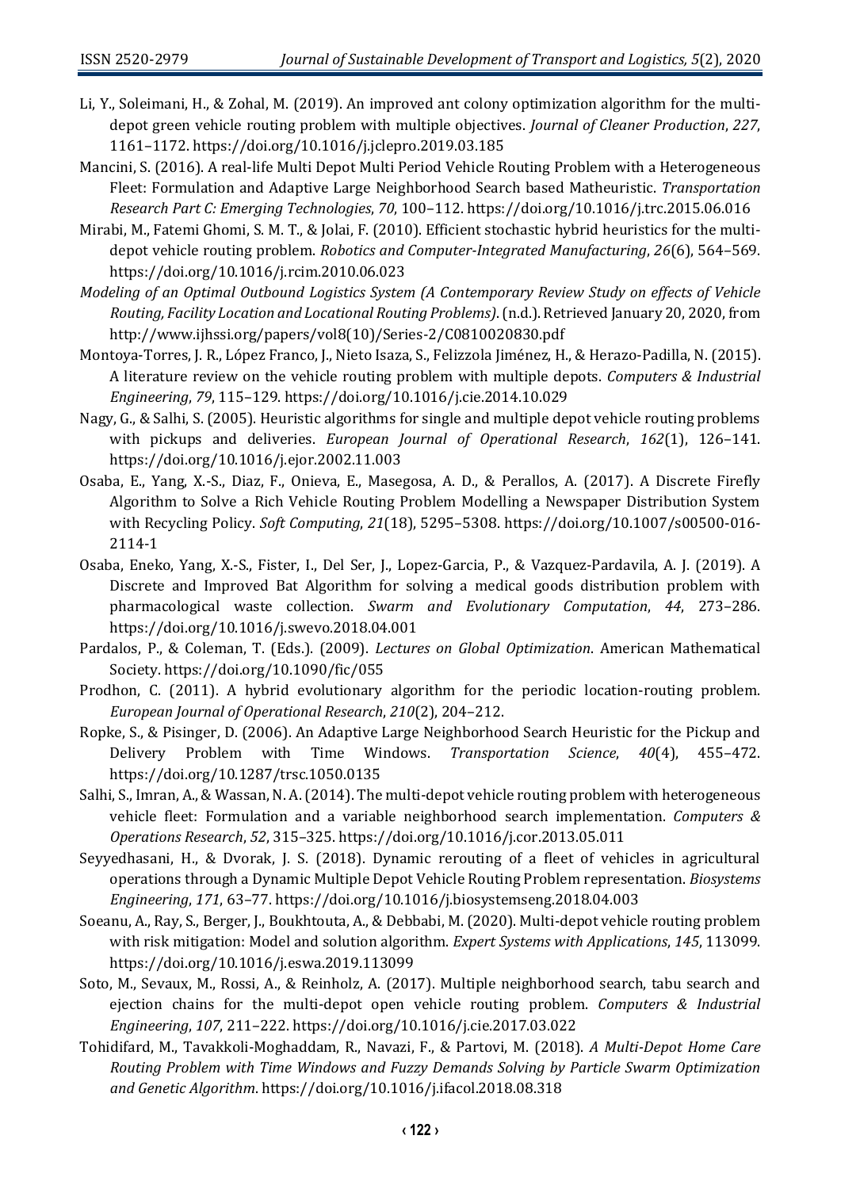Li, Y., Soleimani, H., & Zohal, M. (2019). An improved ant colony optimization algorithm for the multi-depot green vehicle routing problem with multiple objectives. *Journal of Cleaner Production*, *227*, 1161–1172. https://doi.org/10.1016/j.jclepro.2019.03.185

Mancini, S. (2016). A real-life Multi Depot Multi Period Vehicle Routing Problem with a Heterogeneous Fleet: Formulation and Adaptive Large Neighborhood Search based Matheuristic. *Transportation Research Part C: Emerging Technologies*, *70*, 100–112. https://doi.org/10.1016/j.trc.2015.06.016

Mirabi, M., Fatemi Ghomi, S. M. T., & Jolai, F. (2010). Efficient stochastic hybrid heuristics for the multi-depot vehicle routing problem. *Robotics and Computer-Integrated Manufacturing*, *26*(6), 564–569. https://doi.org/10.1016/j.rcim.2010.06.023

*Modeling of an Optimal Outbound Logistics System (A Contemporary Review Study on effects of Vehicle Routing, Facility Location and Locational Routing Problems)*. (n.d.). Retrieved January 20, 2020, from http://www.ijhssi.org/papers/vol8(10)/Series-2/C0810020830.pdf

Montoya-Torres, J. R., López Franco, J., Nieto Isaza, S., Felizzola Jiménez, H., & Herazo-Padilla, N. (2015). A literature review on the vehicle routing problem with multiple depots. *Computers & Industrial Engineering*, *79*, 115–129. https://doi.org/10.1016/j.cie.2014.10.029

Nagy, G., & Salhi, S. (2005). Heuristic algorithms for single and multiple depot vehicle routing problems with pickups and deliveries. *European Journal of Operational Research*, *162*(1), 126–141. https://doi.org/10.1016/j.ejor.2002.11.003

Osaba, E., Yang, X.-S., Diaz, F., Onieva, E., Masegosa, A. D., & Perallos, A. (2017). A Discrete Firefly Algorithm to Solve a Rich Vehicle Routing Problem Modelling a Newspaper Distribution System with Recycling Policy. *Soft Computing*, *21*(18), 5295–5308. https://doi.org/10.1007/s00500-016-2114-1

Osaba, Eneko, Yang, X.-S., Fister, I., Del Ser, J., Lopez-Garcia, P., & Vazquez-Pardavila, A. J. (2019). A Discrete and Improved Bat Algorithm for solving a medical goods distribution problem with pharmacological waste collection. *Swarm and Evolutionary Computation*, *44*, 273–286. https://doi.org/10.1016/j.swevo.2018.04.001

Pardalos, P., & Coleman, T. (Eds.). (2009). *Lectures on Global Optimization*. American Mathematical Society. https://doi.org/10.1090/fic/055

Prodhon, C. (2011). A hybrid evolutionary algorithm for the periodic location-routing problem. *European Journal of Operational Research*, *210*(2), 204–212.

Ropke, S., & Pisinger, D. (2006). An Adaptive Large Neighborhood Search Heuristic for the Pickup and Delivery Problem with Time Windows. *Transportation Science*, *40*(4), 455–472. https://doi.org/10.1287/trsc.1050.0135

Salhi, S., Imran, A., & Wassan, N. A. (2014). The multi-depot vehicle routing problem with heterogeneous vehicle fleet: Formulation and a variable neighborhood search implementation. *Computers & Operations Research*, *52*, 315–325. https://doi.org/10.1016/j.cor.2013.05.011

Seyyedhasani, H., & Dvorak, J. S. (2018). Dynamic rerouting of a fleet of vehicles in agricultural operations through a Dynamic Multiple Depot Vehicle Routing Problem representation. *Biosystems Engineering*, *171*, 63–77. https://doi.org/10.1016/j.biosystemseng.2018.04.003

Soeanu, A., Ray, S., Berger, J., Boukhtouta, A., & Debbabi, M. (2020). Multi-depot vehicle routing problem with risk mitigation: Model and solution algorithm. *Expert Systems with Applications*, *145*, 113099. https://doi.org/10.1016/j.eswa.2019.113099

Soto, M., Sevaux, M., Rossi, A., & Reinholz, A. (2017). Multiple neighborhood search, tabu search and ejection chains for the multi-depot open vehicle routing problem. *Computers & Industrial Engineering*, *107*, 211–222. https://doi.org/10.1016/j.cie.2017.03.022

Tohidifard, M., Tavakkoli-Moghaddam, R., Navazi, F., & Partovi, M. (2018). *A Multi-Depot Home Care Routing Problem with Time Windows and Fuzzy Demands Solving by Particle Swarm Optimization and Genetic Algorithm*. https://doi.org/10.1016/j.ifacol.2018.08.318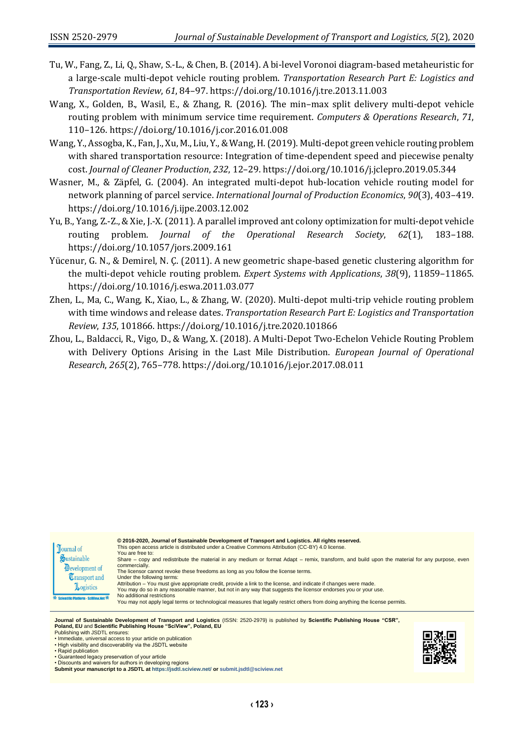Tu, W., Fang, Z., Li, Q., Shaw, S.-L., & Chen, B. (2014). A bi-level Voronoi diagram-based metaheuristic for a large-scale multi-depot vehicle routing problem. *Transportation Research Part E: Logistics and Transportation Review*, *61*, 84–97. https://doi.org/10.1016/j.tre.2013.11.003

Wang, X., Golden, B., Wasil, E., & Zhang, R. (2016). The min–max split delivery multi-depot vehicle routing problem with minimum service time requirement. *Computers & Operations Research*, *71*, 110–126. https://doi.org/10.1016/j.cor.2016.01.008

Wang, Y., Assogba, K., Fan, J., Xu, M., Liu, Y., & Wang, H. (2019). Multi-depot green vehicle routing problem with shared transportation resource: Integration of time-dependent speed and piecewise penalty cost. *Journal of Cleaner Production*, *232*, 12–29. https://doi.org/10.1016/j.jclepro.2019.05.344

Wasner, M., & Zäpfel, G. (2004). An integrated multi-depot hub-location vehicle routing model for network planning of parcel service. *International Journal of Production Economics*, *90*(3), 403–419. https://doi.org/10.1016/j.ijpe.2003.12.002

Yu, B., Yang, Z.-Z., & Xie, J.-X. (2011). A parallel improved ant colony optimization for multi-depot vehicle routing problem. *Journal of the Operational Research Society*, *62*(1), 183–188. https://doi.org/10.1057/jors.2009.161

Yücenur, G. N., & Demirel, N. Ç. (2011). A new geometric shape-based genetic clustering algorithm for the multi-depot vehicle routing problem. *Expert Systems with Applications*, *38*(9), 11859–11865. https://doi.org/10.1016/j.eswa.2011.03.077

Zhen, L., Ma, C., Wang, K., Xiao, L., & Zhang, W. (2020). Multi-depot multi-trip vehicle routing problem with time windows and release dates. *Transportation Research Part E: Logistics and Transportation Review*, *135*, 101866. https://doi.org/10.1016/j.tre.2020.101866

Zhou, L., Baldacci, R., Vigo, D., & Wang, X. (2018). A Multi-Depot Two-Echelon Vehicle Routing Problem with Delivery Options Arising in the Last Mile Distribution. *European Journal of Operational Research*, *265*(2), 765–778. https://doi.org/10.1016/j.ejor.2017.08.011

Journal of Sustainable Development of Transport and Logistics

**© 2016-2020, Journal of Sustainable Development of Transport and Logistics. All rights reserved.**
This open access article is distributed under a Creative Commons Attribution (CC-BY) 4.0 license.
You are free to:
Share – copy and redistribute the material in any medium or format Adapt – remix, transform, and build upon the material for any purpose, even commercially.
The licensor cannot revoke these freedoms as long as you follow the license terms.
Under the following terms:
Attribution – You must give appropriate credit, provide a link to the license, and indicate if changes were made.
You may do so in any reasonable manner, but not in any way that suggests the licensor endorses you or your use.
No additional restrictions
You may not apply legal terms or technological measures that legally restrict others from doing anything the license permits.

**Journal of Sustainable Development of Transport and Logistics** (ISSN: 2520-2979) is published by **Scientific Publishing House "CSR", Poland, EU** and **Scientific Publishing House "SciView", Poland, EU**
Publishing with JSDTL ensures:
- Immediate, universal access to your article on publication
- High visibility and discoverability via the JSDTL website
- Rapid publication
- Guaranteed legacy preservation of your article
- Discounts and waivers for authors in developing regions

**Submit your manuscript to a JSDTL at https://jsdtl.sciview.net/ or submit.jsdtl@sciview.net**